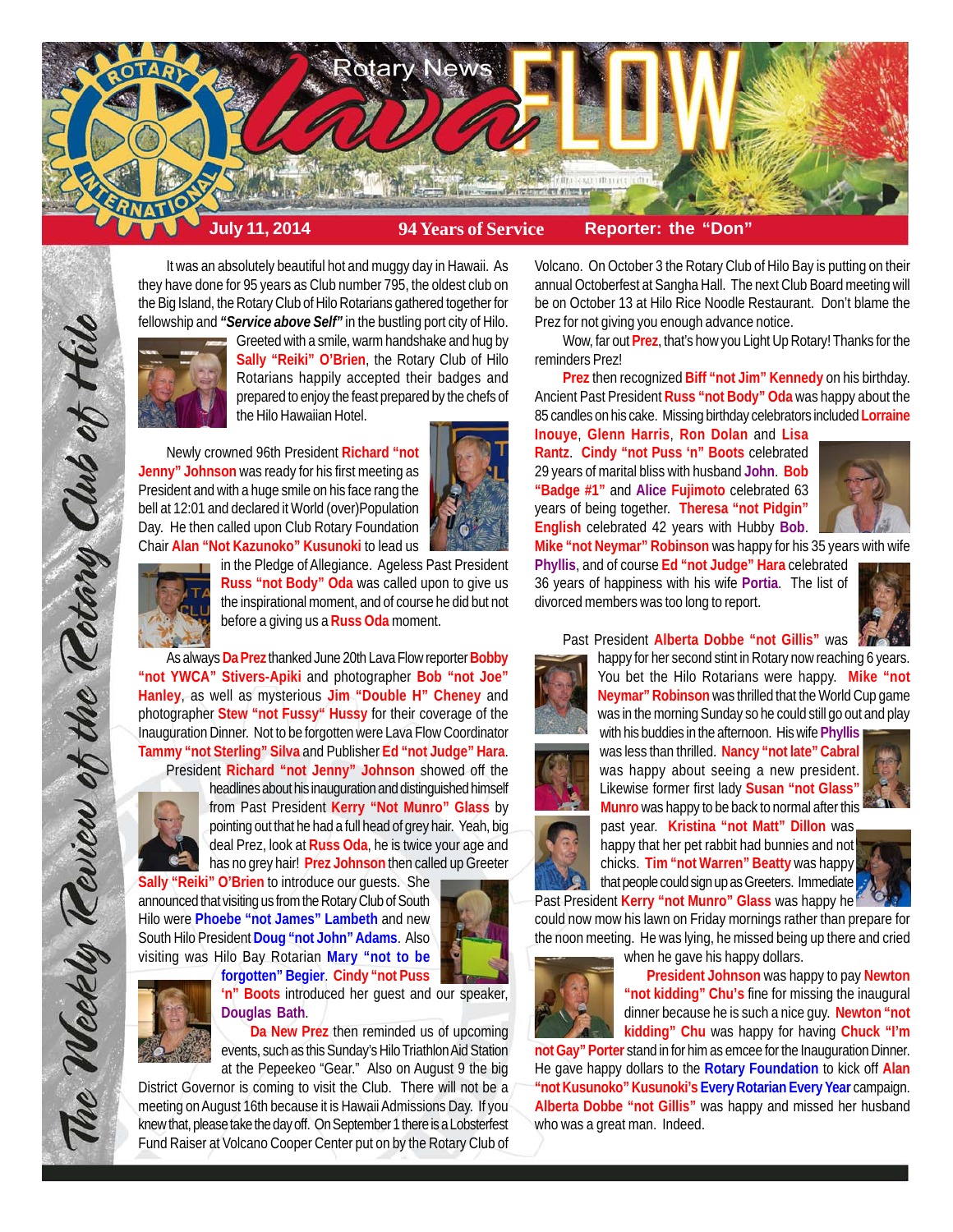# Rotary News lava FLOW

**July 11, 2014** | **94 Years of Service** | **Reporter: the "Don"**

*The Weekly Review of the Rotary Club of Hilo*

It was an absolutely beautiful hot and muggy day in Hawaii. As they have done for 95 years as Club number 795, the oldest club on the Big Island, the Rotary Club of Hilo Rotarians gathered together for fellowship and ***"Service above Self"*** in the bustling port city of Hilo. Greeted with a smile, warm handshake and hug by **Sally "Reiki" O'Brien**, the Rotary Club of Hilo Rotarians happily accepted their badges and prepared to enjoy the feast prepared by the chefs of the Hilo Hawaiian Hotel.

Newly crowned 96th President **Richard "not Jenny" Johnson** was ready for his first meeting as President and with a huge smile on his face rang the bell at 12:01 and declared it World (over)Population Day. He then called upon Club Rotary Foundation Chair **Alan "Not Kazunoko" Kusunoki** to lead us in the Pledge of Allegiance. Ageless Past President **Russ "not Body" Oda** was called upon to give us the inspirational moment, and of course he did but not before a giving us a **Russ Oda** moment.

As always **Da Prez** thanked June 20th Lava Flow reporter **Bobby "not YWCA" Stivers-Apiki** and photographer **Bob "not Joe" Hanley**, as well as mysterious **Jim "Double H" Cheney** and photographer **Stew "not Fussy" Hussy** for their coverage of the Inauguration Dinner. Not to be forgotten were Lava Flow Coordinator **Tammy "not Sterling" Silva** and Publisher **Ed "not Judge" Hara**.

President **Richard "not Jenny" Johnson** showed off the headlines about his inauguration and distinguished himself from Past President **Kerry "Not Munro" Glass** by pointing out that he had a full head of grey hair. Yeah, big deal Prez, look at **Russ Oda**, he is twice your age and has no grey hair! **Prez Johnson** then called up Greeter **Sally "Reiki" O'Brien** to introduce our guests. She announced that visiting us from the Rotary Club of South Hilo were **Phoebe "not James" Lambeth** and new South Hilo President **Doug "not John" Adams**. Also visiting was Hilo Bay Rotarian **Mary "not to be forgotten" Begier**. **Cindy "not Puss 'n" Boots** introduced her guest and our speaker, **Douglas Bath**.

**Da New Prez** then reminded us of upcoming events, such as this Sunday's Hilo Triathlon Aid Station at the Pepeekeo "Gear." Also on August 9 the big District Governor is coming to visit the Club. There will not be a meeting on August 16th because it is Hawaii Admissions Day. If you knew that, please take the day off. On September 1 there is a Lobsterfest Fund Raiser at Volcano Cooper Center put on by the Rotary Club of Volcano. On October 3 the Rotary Club of Hilo Bay is putting on their annual Octoberfest at Sangha Hall. The next Club Board meeting will be on October 13 at Hilo Rice Noodle Restaurant. Don't blame the Prez for not giving you enough advance notice.

Wow, far out **Prez**, that's how you Light Up Rotary! Thanks for the reminders Prez!

**Prez** then recognized **Biff "not Jim" Kennedy** on his birthday. Ancient Past President **Russ "not Body" Oda** was happy about the 85 candles on his cake. Missing birthday celebrators included **Lorraine Inouye**, **Glenn Harris**, **Ron Dolan** and **Lisa Rantz**. **Cindy "not Puss 'n" Boots** celebrated 29 years of marital bliss with husband **John**. **Bob "Badge #1"** and **Alice Fujimoto** celebrated 63 years of being together. **Theresa "not Pidgin" English** celebrated 42 years with Hubby **Bob**. **Mike "not Neymar" Robinson** was happy for his 35 years with wife **Phyllis**, and of course **Ed "not Judge" Hara** celebrated 36 years of happiness with his wife **Portia**. The list of divorced members was too long to report.

Past President **Alberta Dobbe "not Gillis"** was happy for her second stint in Rotary now reaching 6 years. You bet the Hilo Rotarians were happy. **Mike "not Neymar" Robinson** was thrilled that the World Cup game was in the morning Sunday so he could still go out and play with his buddies in the afternoon. His wife **Phyllis** was less than thrilled. **Nancy "not late" Cabral** was happy about seeing a new president. Likewise former first lady **Susan "not Glass" Munro** was happy to be back to normal after this past year. **Kristina "not Matt" Dillon** was happy that her pet rabbit had bunnies and not chicks. **Tim "not Warren" Beatty** was happy that people could sign up as Greeters. Immediate Past President **Kerry "not Munro" Glass** was happy he could now mow his lawn on Friday mornings rather than prepare for the noon meeting. He was lying, he missed being up there and cried when he gave his happy dollars.

**President Johnson** was happy to pay **Newton "not kidding" Chu's** fine for missing the inaugural dinner because he is such a nice guy. **Newton "not kidding" Chu** was happy for having **Chuck "I'm not Gay" Porter** stand in for him as emcee for the Inauguration Dinner. He gave happy dollars to the **Rotary Foundation** to kick off **Alan "not Kusunoko" Kusunoki's Every Rotarian Every Year** campaign. **Alberta Dobbe "not Gillis"** was happy and missed her husband who was a great man. Indeed.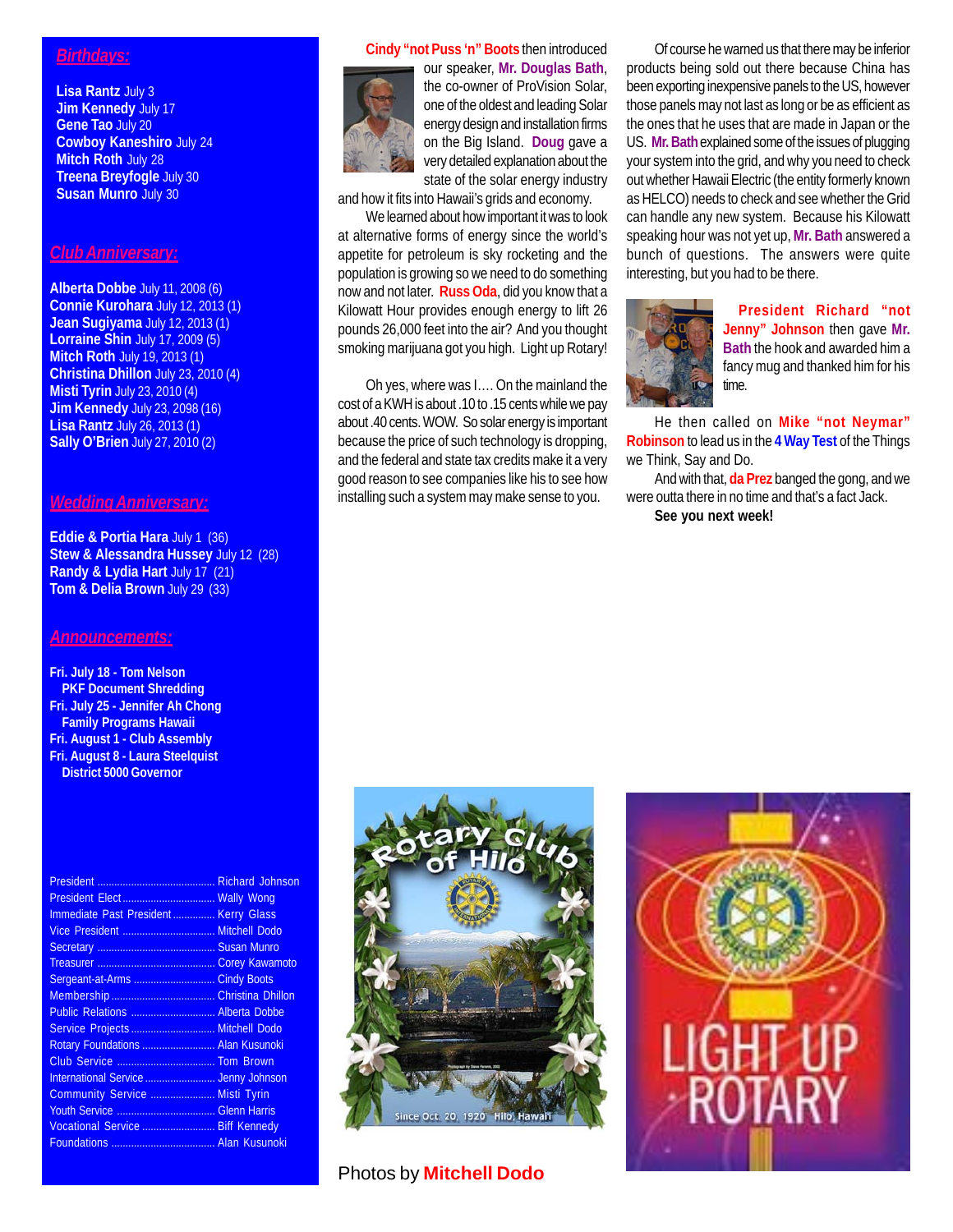## Birthdays:

**Lisa Rantz** July 3
**Jim Kennedy** July 17
**Gene Tao** July 20
**Cowboy Kaneshiro** July 24
**Mitch Roth** July 28
**Treena Breyfogle** July 30
**Susan Munro** July 30

## Club Anniversary:

**Alberta Dobbe** July 11, 2008 (6)
**Connie Kurohara** July 12, 2013 (1)
**Jean Sugiyama** July 12, 2013 (1)
**Lorraine Shin** July 17, 2009 (5)
**Mitch Roth** July 19, 2013 (1)
**Christina Dhillon** July 23, 2010 (4)
**Misti Tyrin** July 23, 2010 (4)
**Jim Kennedy** July 23, 2098 (16)
**Lisa Rantz** July 26, 2013 (1)
**Sally O'Brien** July 27, 2010 (2)

## Wedding Anniversary:

**Eddie & Portia Hara** July 1 (36)
**Stew & Alessandra Hussey** July 12 (28)
**Randy & Lydia Hart** July 17 (21)
**Tom & Delia Brown** July 29 (33)

## Announcements:

**Fri. July 18 - Tom Nelson**
**PKF Document Shredding**
**Fri. July 25 - Jennifer Ah Chong**
**Family Programs Hawaii**
**Fri. August 1 - Club Assembly**
**Fri. August 8 - Laura Steelquist**
**District 5000 Governor**

| | |
|---|---|
| President | Richard Johnson |
| President Elect | Wally Wong |
| Immediate Past President | Kerry Glass |
| Vice President | Mitchell Dodo |
| Secretary | Susan Munro |
| Treasurer | Corey Kawamoto |
| Sergeant-at-Arms | Cindy Boots |
| Membership | Christina Dhillon |
| Public Relations | Alberta Dobbe |
| Service Projects | Mitchell Dodo |
| Rotary Foundations | Alan Kusunoki |
| Club Service | Tom Brown |
| International Service | Jenny Johnson |
| Community Service | Misti Tyrin |
| Youth Service | Glenn Harris |
| Vocational Service | Biff Kennedy |
| Foundations | Alan Kusunoki |

**Cindy "not Puss 'n" Boots** then introduced our speaker, **Mr. Douglas Bath**, the co-owner of ProVision Solar, one of the oldest and leading Solar energy design and installation firms on the Big Island. **Doug** gave a very detailed explanation about the state of the solar energy industry and how it fits into Hawaii's grids and economy.

We learned about how important it was to look at alternative forms of energy since the world's appetite for petroleum is sky rocketing and the population is growing so we need to do something now and not later. **Russ Oda**, did you know that a Kilowatt Hour provides enough energy to lift 26 pounds 26,000 feet into the air? And you thought smoking marijuana got you high. Light up Rotary!

Oh yes, where was I…. On the mainland the cost of a KWH is about .10 to .15 cents while we pay about .40 cents. WOW. So solar energy is important because the price of such technology is dropping, and the federal and state tax credits make it a very good reason to see companies like his to see how installing such a system may make sense to you.

Of course he warned us that there may be inferior products being sold out there because China has been exporting inexpensive panels to the US, however those panels may not last as long or be as efficient as the ones that he uses that are made in Japan or the US. **Mr. Bath** explained some of the issues of plugging your system into the grid, and why you need to check out whether Hawaii Electric (the entity formerly known as HELCO) needs to check and see whether the Grid can handle any new system. Because his Kilowatt speaking hour was not yet up, **Mr. Bath** answered a bunch of questions. The answers were quite interesting, but you had to be there.

**President Richard "not Jenny" Johnson** then gave **Mr. Bath** the hook and awarded him a fancy mug and thanked him for his time.

He then called on **Mike "not Neymar" Robinson** to lead us in the **4 Way Test** of the Things we Think, Say and Do.

And with that, **da Prez** banged the gong, and we were outta there in no time and that's a fact Jack.

**See you next week!**

Photos by **Mitchell Dodo**